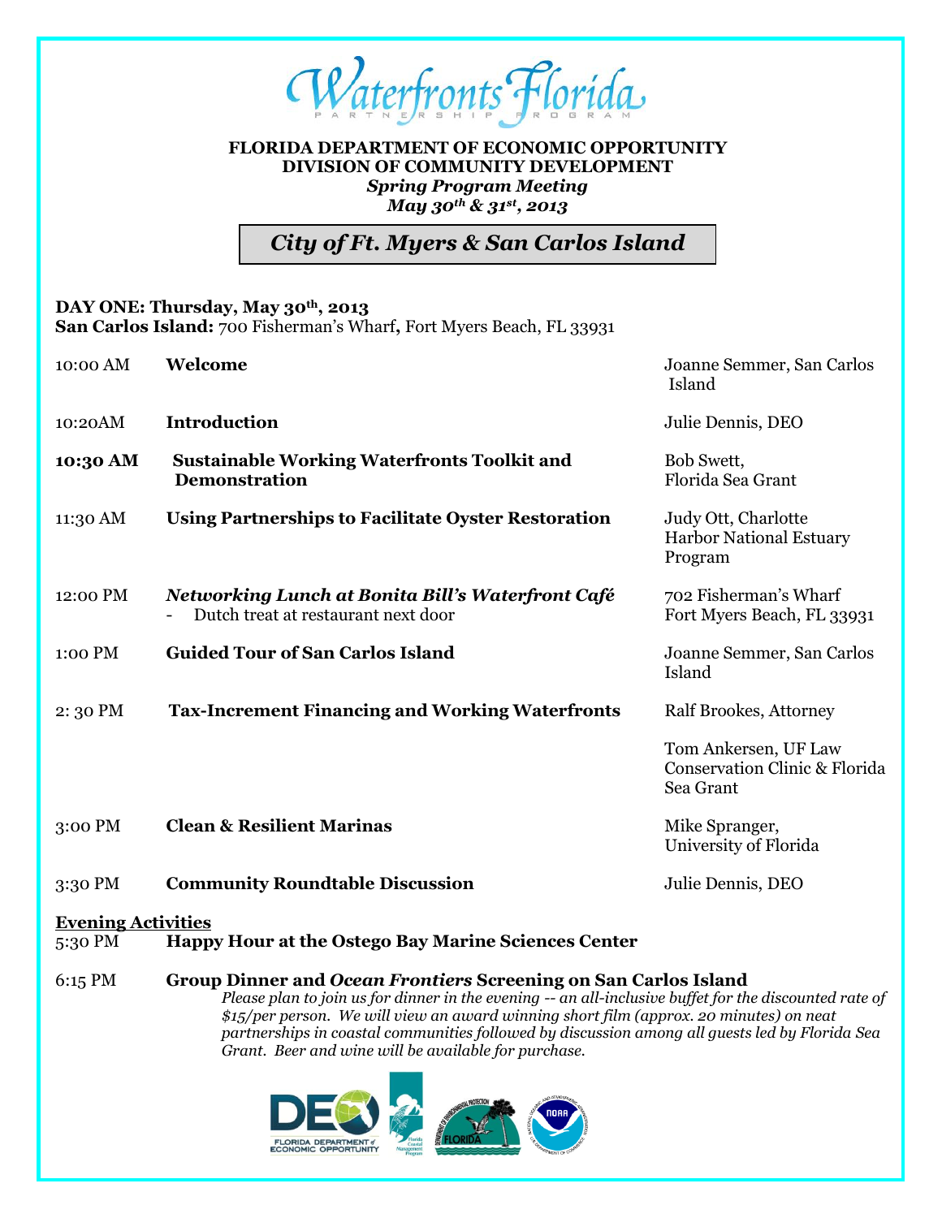# Waterfronts Florida

PARTNERSHIP PROGRAM

**FLORIDA DEPARTMENT OF ECONOMIC OPPORTUNITY**
**DIVISION OF COMMUNITY DEVELOPMENT**
***Spring Program Meeting***
***May 30th & 31st, 2013***

## *City of Ft. Myers & San Carlos Island*

**DAY ONE: Thursday, May 30th, 2013**
**San Carlos Island:** 700 Fisherman's Wharf**,** Fort Myers Beach, FL 33931

| Time | Session | Presenter / Location |
|---|---|---|
| 10:00 AM | **Welcome** | Joanne Semmer, San Carlos Island |
| 10:20AM | **Introduction** | Julie Dennis, DEO |
| **10:30 AM** | **Sustainable Working Waterfronts Toolkit and Demonstration** | Bob Swett, Florida Sea Grant |
| 11:30 AM | **Using Partnerships to Facilitate Oyster Restoration** | Judy Ott, Charlotte Harbor National Estuary Program |
| 12:00 PM | ***Networking Lunch at Bonita Bill's Waterfront Café*** - Dutch treat at restaurant next door | 702 Fisherman's Wharf Fort Myers Beach, FL 33931 |
| 1:00 PM | **Guided Tour of San Carlos Island** | Joanne Semmer, San Carlos Island |
| 2: 30 PM | **Tax-Increment Financing and Working Waterfronts** | Ralf Brookes, Attorney; Tom Ankersen, UF Law Conservation Clinic & Florida Sea Grant |
| 3:00 PM | **Clean & Resilient Marinas** | Mike Spranger, University of Florida |
| 3:30 PM | **Community Roundtable Discussion** | Julie Dennis, DEO |

**Evening Activities**

5:30 PM **Happy Hour at the Ostego Bay Marine Sciences Center**

6:15 PM **Group Dinner and *Ocean Frontiers* Screening on San Carlos Island**

*Please plan to join us for dinner in the evening -- an all-inclusive buffet for the discounted rate of $15/per person. We will view an award winning short film (approx. 20 minutes) on neat partnerships in coastal communities followed by discussion among all guests led by Florida Sea Grant. Beer and wine will be available for purchase.*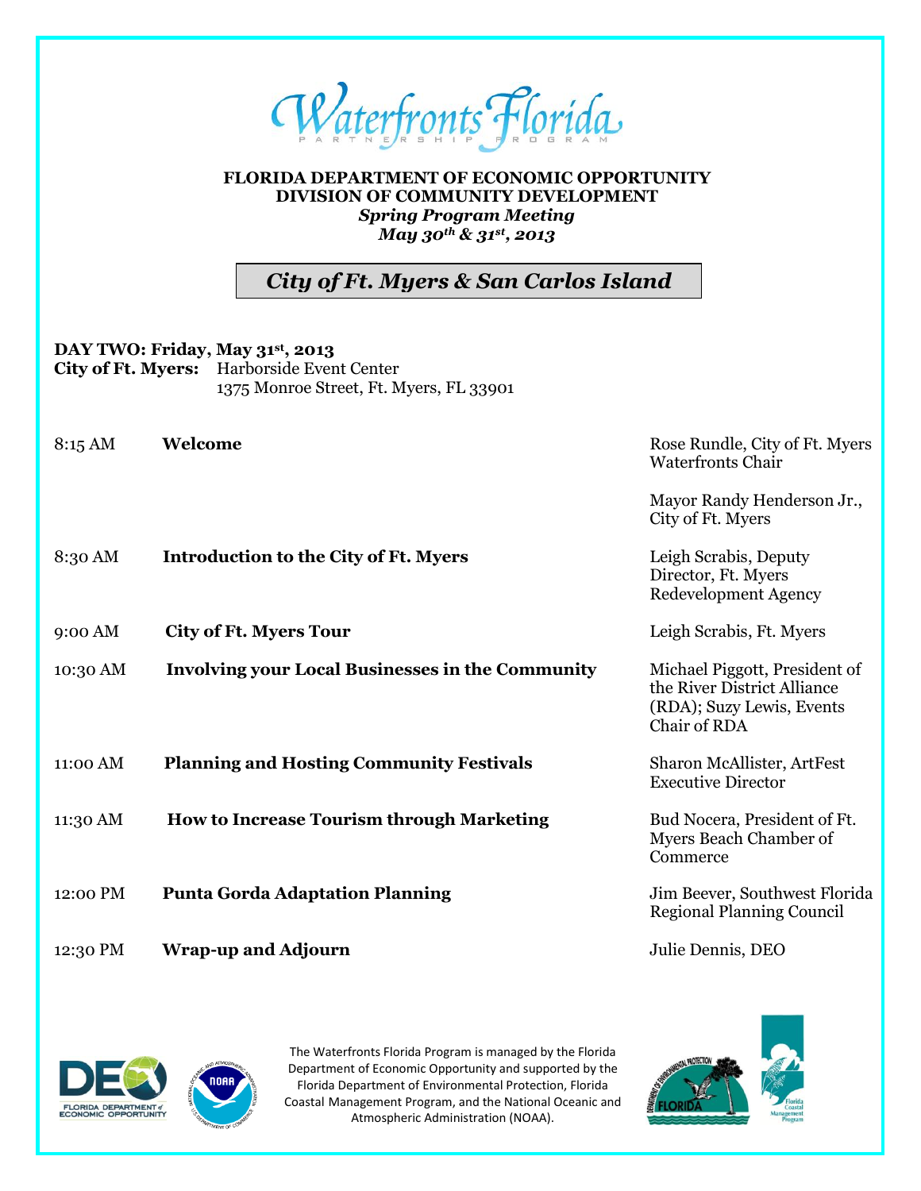# Waterfronts Florida

PARTNERSHIP PROGRAM

**FLORIDA DEPARTMENT OF ECONOMIC OPPORTUNITY**
**DIVISION OF COMMUNITY DEVELOPMENT**
***Spring Program Meeting***
***May 30th & 31st, 2013***

## *City of Ft. Myers & San Carlos Island*

**DAY TWO: Friday, May 31st, 2013**
**City of Ft. Myers:** Harborside Event Center
1375 Monroe Street, Ft. Myers, FL 33901

| | | |
|---|---|---|
| 8:15 AM | **Welcome** | Rose Rundle, City of Ft. Myers Waterfronts Chair<br><br>Mayor Randy Henderson Jr., City of Ft. Myers |
| 8:30 AM | **Introduction to the City of Ft. Myers** | Leigh Scrabis, Deputy Director, Ft. Myers Redevelopment Agency |
| 9:00 AM | **City of Ft. Myers Tour** | Leigh Scrabis, Ft. Myers |
| 10:30 AM | **Involving your Local Businesses in the Community** | Michael Piggott, President of the River District Alliance (RDA); Suzy Lewis, Events Chair of RDA |
| 11:00 AM | **Planning and Hosting Community Festivals** | Sharon McAllister, ArtFest Executive Director |
| 11:30 AM | **How to Increase Tourism through Marketing** | Bud Nocera, President of Ft. Myers Beach Chamber of Commerce |
| 12:00 PM | **Punta Gorda Adaptation Planning** | Jim Beever, Southwest Florida Regional Planning Council |
| 12:30 PM | **Wrap-up and Adjourn** | Julie Dennis, DEO |

The Waterfronts Florida Program is managed by the Florida Department of Economic Opportunity and supported by the Florida Department of Environmental Protection, Florida Coastal Management Program, and the National Oceanic and Atmospheric Administration (NOAA).